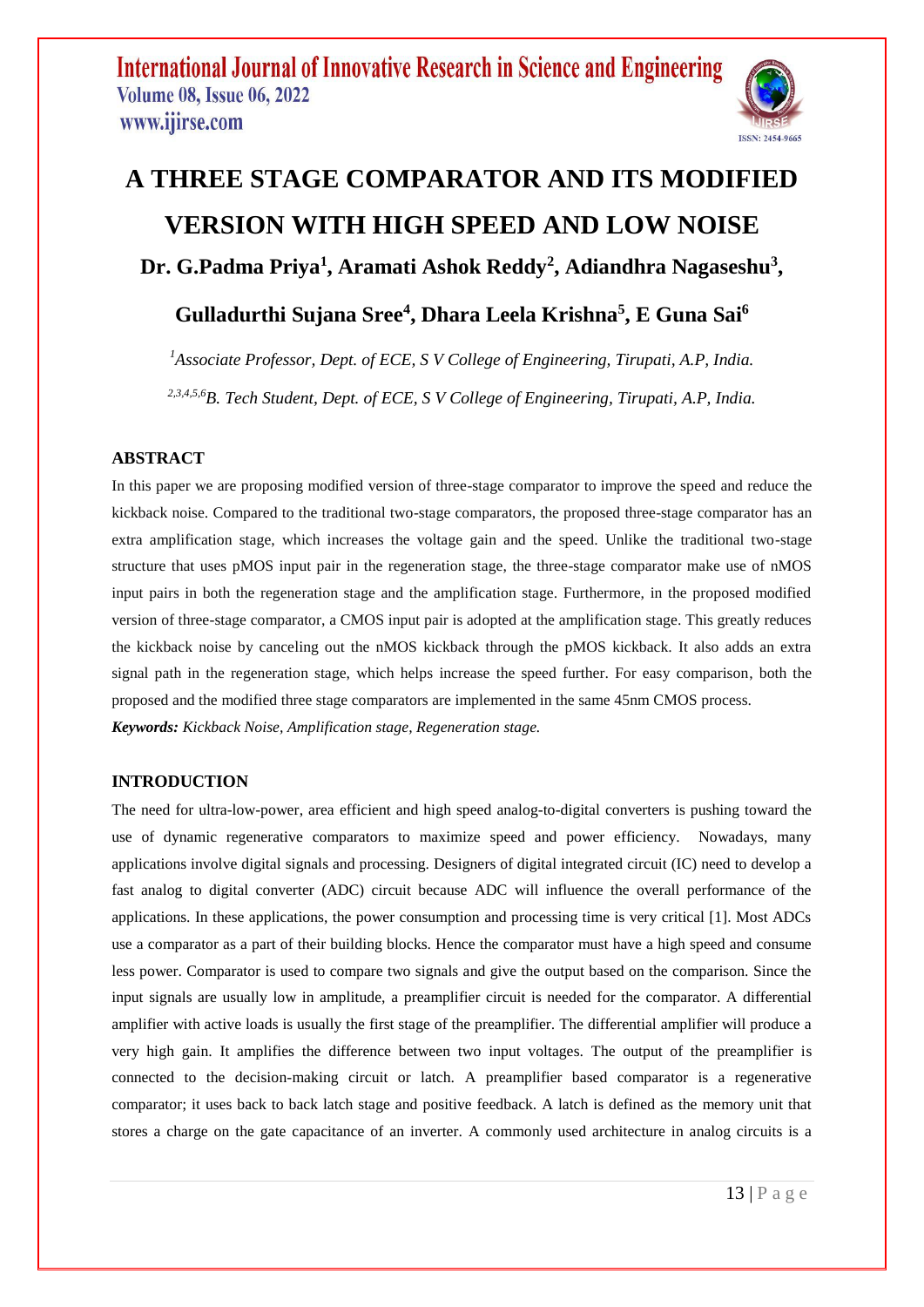# A THREE STAGE COMPARATOR AND ITS MODIFIED VERSION WITH HIGH SPEED AND LOW NOISE

**Dr. G.Padma Priya[1], Aramati Ashok Reddy[2], Adiandhra Nagaseshu[3], Gulladurthi Sujana Sree[4], Dhara Leela Krishna[5], E Guna Sai[6]**

*[1]Associate Professor, Dept. of ECE, S V College of Engineering, Tirupati, A.P, India.*

*[2,3,4,5,6]B. Tech Student, Dept. of ECE, S V College of Engineering, Tirupati, A.P, India.*

## ABSTRACT

In this paper we are proposing modified version of three-stage comparator to improve the speed and reduce the kickback noise. Compared to the traditional two-stage comparators, the proposed three-stage comparator has an extra amplification stage, which increases the voltage gain and the speed. Unlike the traditional two-stage structure that uses pMOS input pair in the regeneration stage, the three-stage comparator make use of nMOS input pairs in both the regeneration stage and the amplification stage. Furthermore, in the proposed modified version of three-stage comparator, a CMOS input pair is adopted at the amplification stage. This greatly reduces the kickback noise by canceling out the nMOS kickback through the pMOS kickback. It also adds an extra signal path in the regeneration stage, which helps increase the speed further. For easy comparison, both the proposed and the modified three stage comparators are implemented in the same 45nm CMOS process.

***Keywords:*** *Kickback Noise, Amplification stage, Regeneration stage.*

## INTRODUCTION

The need for ultra-low-power, area efficient and high speed analog-to-digital converters is pushing toward the use of dynamic regenerative comparators to maximize speed and power efficiency. Nowadays, many applications involve digital signals and processing. Designers of digital integrated circuit (IC) need to develop a fast analog to digital converter (ADC) circuit because ADC will influence the overall performance of the applications. In these applications, the power consumption and processing time is very critical [1]. Most ADCs use a comparator as a part of their building blocks. Hence the comparator must have a high speed and consume less power. Comparator is used to compare two signals and give the output based on the comparison. Since the input signals are usually low in amplitude, a preamplifier circuit is needed for the comparator. A differential amplifier with active loads is usually the first stage of the preamplifier. The differential amplifier will produce a very high gain. It amplifies the difference between two input voltages. The output of the preamplifier is connected to the decision-making circuit or latch. A preamplifier based comparator is a regenerative comparator; it uses back to back latch stage and positive feedback. A latch is defined as the memory unit that stores a charge on the gate capacitance of an inverter. A commonly used architecture in analog circuits is a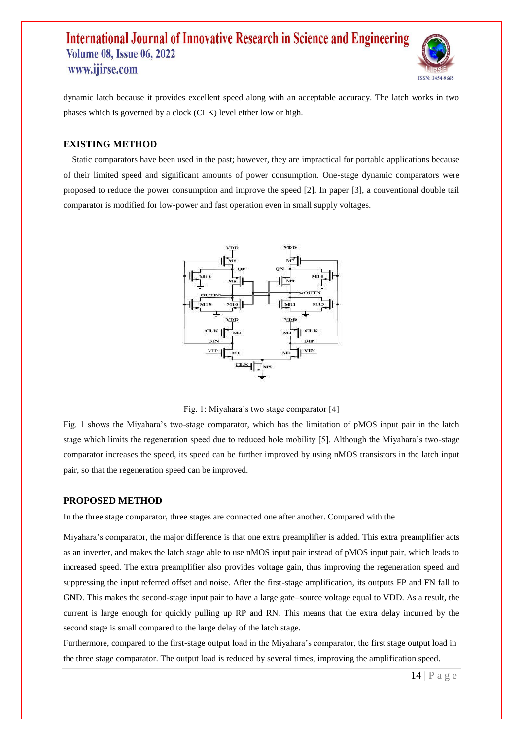dynamic latch because it provides excellent speed along with an acceptable accuracy. The latch works in two phases which is governed by a clock (CLK) level either low or high.

## EXISTING METHOD

Static comparators have been used in the past; however, they are impractical for portable applications because of their limited speed and significant amounts of power consumption. One-stage dynamic comparators were proposed to reduce the power consumption and improve the speed [2]. In paper [3], a conventional double tail comparator is modified for low-power and fast operation even in small supply voltages.

Fig. 1: Miyahara's two stage comparator [4]

Fig. 1 shows the Miyahara's two-stage comparator, which has the limitation of pMOS input pair in the latch stage which limits the regeneration speed due to reduced hole mobility [5]. Although the Miyahara's two-stage comparator increases the speed, its speed can be further improved by using nMOS transistors in the latch input pair, so that the regeneration speed can be improved.

## PROPOSED METHOD

In the three stage comparator, three stages are connected one after another. Compared with the

Miyahara's comparator, the major difference is that one extra preamplifier is added. This extra preamplifier acts as an inverter, and makes the latch stage able to use nMOS input pair instead of pMOS input pair, which leads to increased speed. The extra preamplifier also provides voltage gain, thus improving the regeneration speed and suppressing the input referred offset and noise. After the first-stage amplification, its outputs FP and FN fall to GND. This makes the second-stage input pair to have a large gate–source voltage equal to VDD. As a result, the current is large enough for quickly pulling up RP and RN. This means that the extra delay incurred by the second stage is small compared to the large delay of the latch stage.

Furthermore, compared to the first-stage output load in the Miyahara's comparator, the first stage output load in the three stage comparator. The output load is reduced by several times, improving the amplification speed.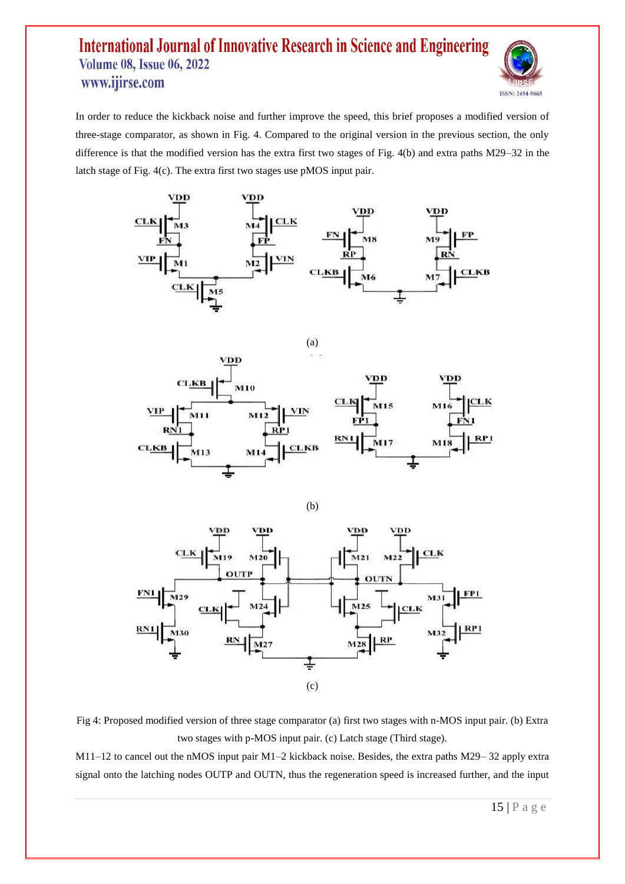In order to reduce the kickback noise and further improve the speed, this brief proposes a modified version of three-stage comparator, as shown in Fig. 4. Compared to the original version in the previous section, the only difference is that the modified version has the extra first two stages of Fig. 4(b) and extra paths M29–32 in the latch stage of Fig. 4(c). The extra first two stages use pMOS input pair.

(a)

(b)

(c)

Fig 4: Proposed modified version of three stage comparator (a) first two stages with n-MOS input pair. (b) Extra two stages with p-MOS input pair. (c) Latch stage (Third stage).

M11–12 to cancel out the nMOS input pair M1–2 kickback noise. Besides, the extra paths M29– 32 apply extra signal onto the latching nodes OUTP and OUTN, thus the regeneration speed is increased further, and the input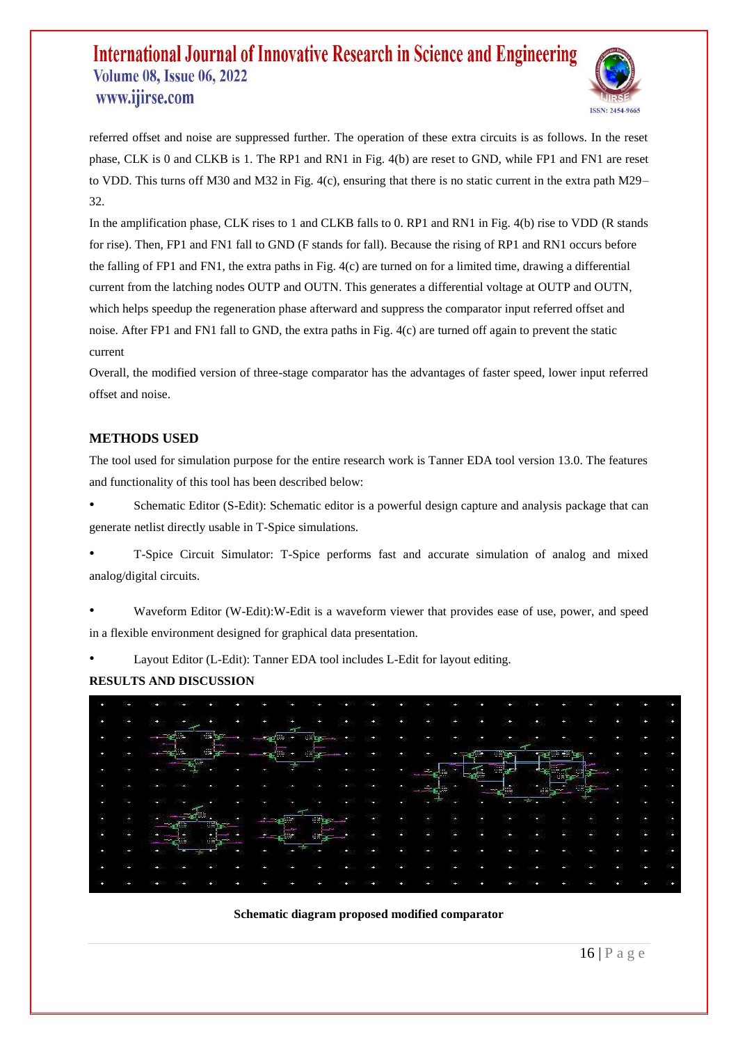referred offset and noise are suppressed further. The operation of these extra circuits is as follows. In the reset phase, CLK is 0 and CLKB is 1. The RP1 and RN1 in Fig. 4(b) are reset to GND, while FP1 and FN1 are reset to VDD. This turns off M30 and M32 in Fig. 4(c), ensuring that there is no static current in the extra path M29–32.

In the amplification phase, CLK rises to 1 and CLKB falls to 0. RP1 and RN1 in Fig. 4(b) rise to VDD (R stands for rise). Then, FP1 and FN1 fall to GND (F stands for fall). Because the rising of RP1 and RN1 occurs before the falling of FP1 and FN1, the extra paths in Fig. 4(c) are turned on for a limited time, drawing a differential current from the latching nodes OUTP and OUTN. This generates a differential voltage at OUTP and OUTN, which helps speedup the regeneration phase afterward and suppress the comparator input referred offset and noise. After FP1 and FN1 fall to GND, the extra paths in Fig. 4(c) are turned off again to prevent the static current

Overall, the modified version of three-stage comparator has the advantages of faster speed, lower input referred offset and noise.

## METHODS USED

The tool used for simulation purpose for the entire research work is Tanner EDA tool version 13.0. The features and functionality of this tool has been described below:

- Schematic Editor (S-Edit): Schematic editor is a powerful design capture and analysis package that can generate netlist directly usable in T-Spice simulations.
- T-Spice Circuit Simulator: T-Spice performs fast and accurate simulation of analog and mixed analog/digital circuits.
- Waveform Editor (W-Edit):W-Edit is a waveform viewer that provides ease of use, power, and speed in a flexible environment designed for graphical data presentation.
- Layout Editor (L-Edit): Tanner EDA tool includes L-Edit for layout editing.

## RESULTS AND DISCUSSION

**Schematic diagram proposed modified comparator**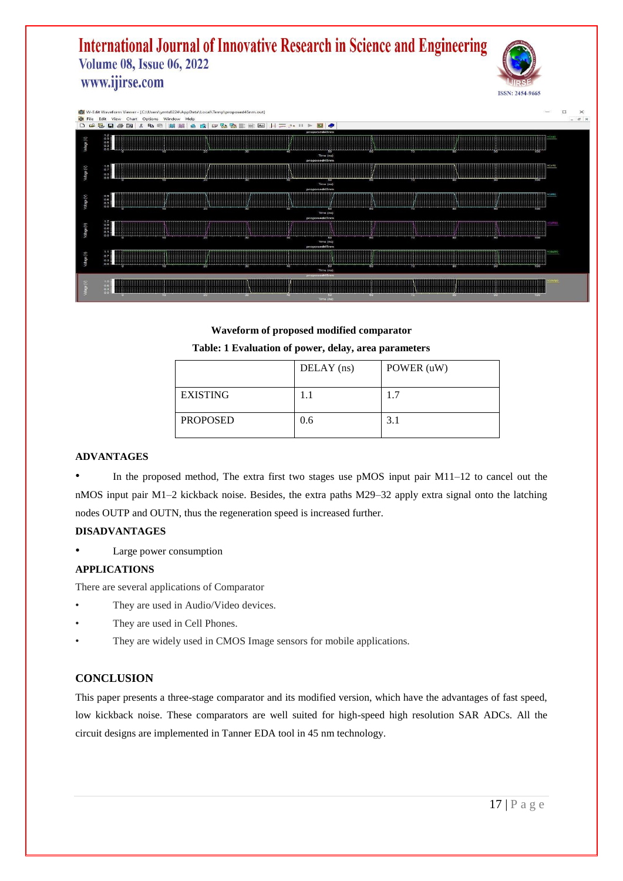**Waveform of proposed modified comparator**

**Table: 1 Evaluation of power, delay, area parameters**

| | DELAY (ns) | POWER (uW) |
|---|---|---|
| EXISTING | 1.1 | 1.7 |
| PROPOSED | 0.6 | 3.1 |

## ADVANTAGES

- In the proposed method, The extra first two stages use pMOS input pair M11–12 to cancel out the nMOS input pair M1–2 kickback noise. Besides, the extra paths M29–32 apply extra signal onto the latching nodes OUTP and OUTN, thus the regeneration speed is increased further.

## DISADVANTAGES

- Large power consumption

## APPLICATIONS

There are several applications of Comparator

- They are used in Audio/Video devices.
- They are used in Cell Phones.
- They are widely used in CMOS Image sensors for mobile applications.

## CONCLUSION

This paper presents a three-stage comparator and its modified version, which have the advantages of fast speed, low kickback noise. These comparators are well suited for high-speed high resolution SAR ADCs. All the circuit designs are implemented in Tanner EDA tool in 45 nm technology.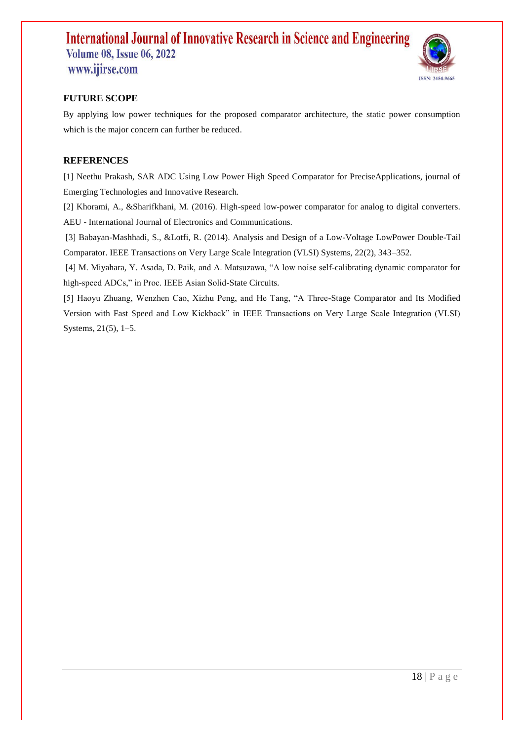## FUTURE SCOPE

By applying low power techniques for the proposed comparator architecture, the static power consumption which is the major concern can further be reduced.

## REFERENCES

[1] Neethu Prakash, SAR ADC Using Low Power High Speed Comparator for PreciseApplications, journal of Emerging Technologies and Innovative Research.

[2] Khorami, A., &Sharifkhani, M. (2016). High-speed low-power comparator for analog to digital converters. AEU - International Journal of Electronics and Communications.

[3] Babayan-Mashhadi, S., &Lotfi, R. (2014). Analysis and Design of a Low-Voltage LowPower Double-Tail Comparator. IEEE Transactions on Very Large Scale Integration (VLSI) Systems, 22(2), 343–352.

[4] M. Miyahara, Y. Asada, D. Paik, and A. Matsuzawa, "A low noise self-calibrating dynamic comparator for high-speed ADCs," in Proc. IEEE Asian Solid-State Circuits.

[5] Haoyu Zhuang, Wenzhen Cao, Xizhu Peng, and He Tang, "A Three-Stage Comparator and Its Modified Version with Fast Speed and Low Kickback" in IEEE Transactions on Very Large Scale Integration (VLSI) Systems, 21(5), 1–5.